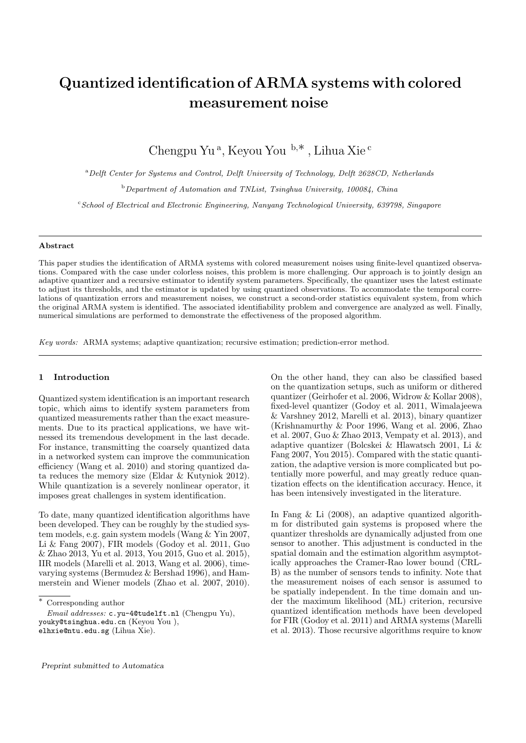# Quantized identification of ARMA systems with colored measurement noise

Chengpu Yu [a], Keyou You [b,*], Lihua Xie [c]

[a] *Delft Center for Systems and Control, Delft University of Technology, Delft 2628CD, Netherlands*

[b] *Department of Automation and TNList, Tsinghua University, 100084, China*

[c] *School of Electrical and Electronic Engineering, Nanyang Technological University, 639798, Singapore*

---

**Abstract**

This paper studies the identification of ARMA systems with colored measurement noises using finite-level quantized observations. Compared with the case under colorless noises, this problem is more challenging. Our approach is to jointly design an adaptive quantizer and a recursive estimator to identify system parameters. Specifically, the quantizer uses the latest estimate to adjust its thresholds, and the estimator is updated by using quantized observations. To accommodate the temporal correlations of quantization errors and measurement noises, we construct a second-order statistics equivalent system, from which the original ARMA system is identified. The associated identifiability problem and convergence are analyzed as well. Finally, numerical simulations are performed to demonstrate the effectiveness of the proposed algorithm.

*Key words:* ARMA systems; adaptive quantization; recursive estimation; prediction-error method.

---

## 1 Introduction

Quantized system identification is an important research topic, which aims to identify system parameters from quantized measurements rather than the exact measurements. Due to its practical applications, we have witnessed its tremendous development in the last decade. For instance, transmitting the coarsely quantized data in a networked system can improve the communication efficiency (Wang et al. 2010) and storing quantized data reduces the memory size (Eldar & Kutyniok 2012). While quantization is a severely nonlinear operator, it imposes great challenges in system identification.

To date, many quantized identification algorithms have been developed. They can be roughly by the studied system models, e.g. gain system models (Wang & Yin 2007, Li & Fang 2007), FIR models (Godoy et al. 2011, Guo & Zhao 2013, Yu et al. 2013, You 2015, Guo et al. 2015), IIR models (Marelli et al. 2013, Wang et al. 2006), time-varying systems (Bermudez & Bershad 1996), and Hammerstein and Wiener models (Zhao et al. 2007, 2010). On the other hand, they can also be classified based on the quantization setups, such as uniform or dithered quantizer (Geirhofer et al. 2006, Widrow & Kollar 2008), fixed-level quantizer (Godoy et al. 2011, Wimalajeewa & Varshney 2012, Marelli et al. 2013), binary quantizer (Krishnamurthy & Poor 1996, Wang et al. 2006, Zhao et al. 2007, Guo & Zhao 2013, Vempaty et al. 2013), and adaptive quantizer (Bolcskei & Hlawatsch 2001, Li & Fang 2007, You 2015). Compared with the static quantization, the adaptive version is more complicated but potentially more powerful, and may greatly reduce quantization effects on the identification accuracy. Hence, it has been intensively investigated in the literature.

In Fang & Li (2008), an adaptive quantized algorithm for distributed gain systems is proposed where the quantizer thresholds are dynamically adjusted from one sensor to another. This adjustment is conducted in the spatial domain and the estimation algorithm asymptotically approaches the Cramer-Rao lower bound (CRLB) as the number of sensors tends to infinity. Note that the measurement noises of each sensor is assumed to be spatially independent. In the time domain and under the maximum likelihood (ML) criterion, recursive quantized identification methods have been developed for FIR (Godoy et al. 2011) and ARMA systems (Marelli et al. 2013). Those recursive algorithms require to know

---

* Corresponding author

*Email addresses:* c.yu-4@tudelft.nl (Chengpu Yu), youky@tsinghua.edu.cn (Keyou You ), elhxie@ntu.edu.sg (Lihua Xie).

*Preprint submitted to Automatica*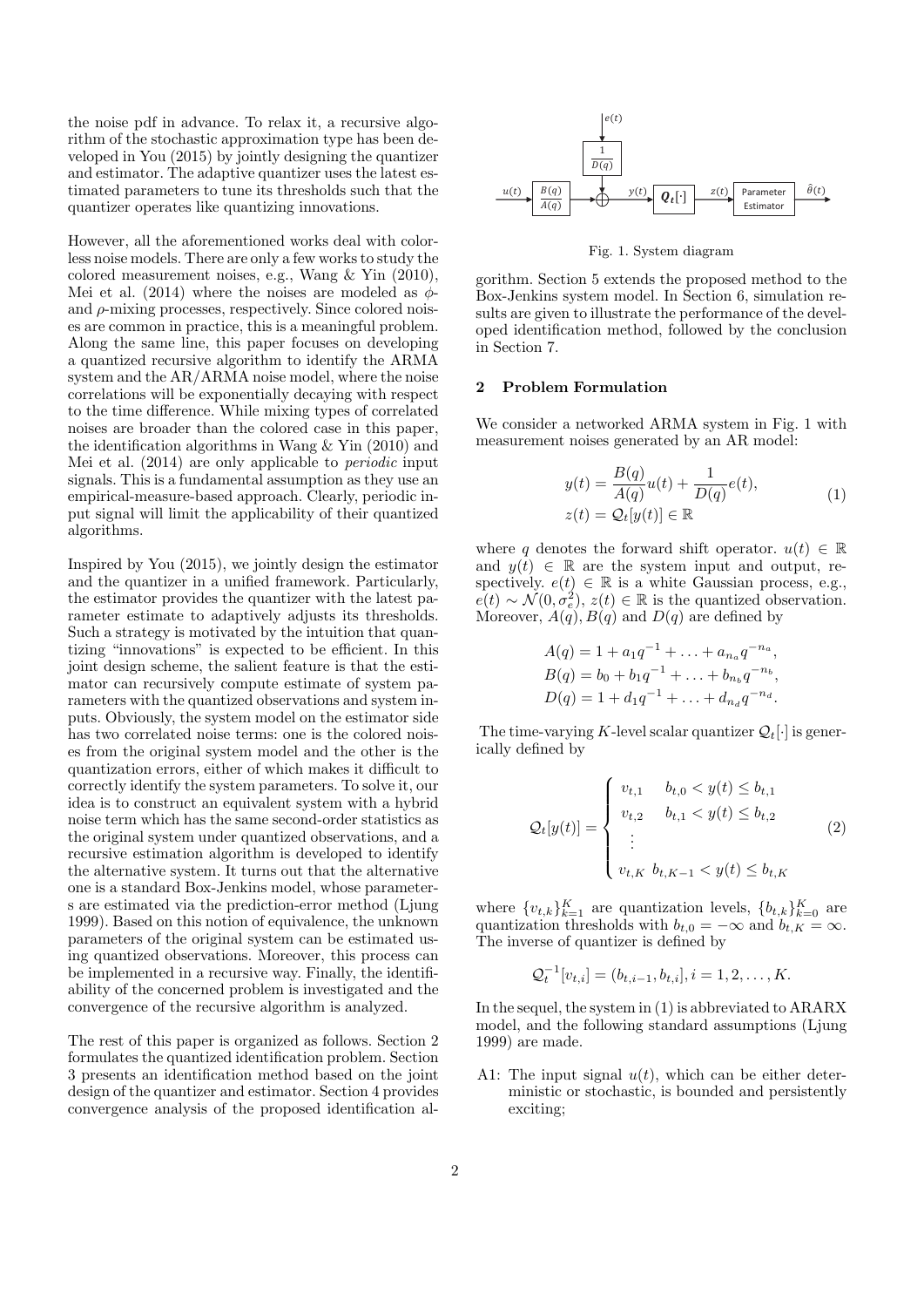the noise pdf in advance. To relax it, a recursive algorithm of the stochastic approximation type has been developed in You (2015) by jointly designing the quantizer and estimator. The adaptive quantizer uses the latest estimated parameters to tune its thresholds such that the quantizer operates like quantizing innovations.

However, all the aforementioned works deal with colorless noise models. There are only a few works to study the colored measurement noises, e.g., Wang & Yin (2010), Mei et al. (2014) where the noises are modeled as $\phi$- and $\rho$-mixing processes, respectively. Since colored noises are common in practice, this is a meaningful problem. Along the same line, this paper focuses on developing a quantized recursive algorithm to identify the ARMA system and the AR/ARMA noise model, where the noise correlations will be exponentially decaying with respect to the time difference. While mixing types of correlated noises are broader than the colored case in this paper, the identification algorithms in Wang & Yin (2010) and Mei et al. (2014) are only applicable to *periodic* input signals. This is a fundamental assumption as they use an empirical-measure-based approach. Clearly, periodic input signal will limit the applicability of their quantized algorithms.

Inspired by You (2015), we jointly design the estimator and the quantizer in a unified framework. Particularly, the estimator provides the quantizer with the latest parameter estimate to adaptively adjusts its thresholds. Such a strategy is motivated by the intuition that quantizing "innovations" is expected to be efficient. In this joint design scheme, the salient feature is that the estimator can recursively compute estimate of system parameters with the quantized observations and system inputs. Obviously, the system model on the estimator side has two correlated noise terms: one is the colored noises from the original system model and the other is the quantization errors, either of which makes it difficult to correctly identify the system parameters. To solve it, our idea is to construct an equivalent system with a hybrid noise term which has the same second-order statistics as the original system under quantized observations, and a recursive estimation algorithm is developed to identify the alternative system. It turns out that the alternative one is a standard Box-Jenkins model, whose parameters are estimated via the prediction-error method (Ljung 1999). Based on this notion of equivalence, the unknown parameters of the original system can be estimated using quantized observations. Moreover, this process can be implemented in a recursive way. Finally, the identifiability of the concerned problem is investigated and the convergence of the recursive algorithm is analyzed.

The rest of this paper is organized as follows. Section 2 formulates the quantized identification problem. Section 3 presents an identification method based on the joint design of the quantizer and estimator. Section 4 provides convergence analysis of the proposed identification algorithm. Section 5 extends the proposed method to the Box-Jenkins system model. In Section 6, simulation results are given to illustrate the performance of the developed identification method, followed by the conclusion in Section 7.

$e(t)$ $\frac{1}{D(q)}$ $u(t)$ $\frac{B(q)}{A(q)}$ $y(t)$ $Q_t[\cdot]$ $z(t)$ Parameter Estimator $\hat{\theta}(t)$

Fig. 1. System diagram

## 2 Problem Formulation

We consider a networked ARMA system in Fig. 1 with measurement noises generated by an AR model:

$$
\begin{aligned}
y(t) &= \frac{B(q)}{A(q)}u(t) + \frac{1}{D(q)}e(t), \\
z(t) &= \mathcal{Q}_t[y(t)] \in \mathbb{R}
\end{aligned}
\tag{1}
$$

where $q$ denotes the forward shift operator. $u(t) \in \mathbb{R}$ and $y(t) \in \mathbb{R}$ are the system input and output, respectively. $e(t) \in \mathbb{R}$ is a white Gaussian process, e.g., $e(t) \sim \mathcal{N}(0, \sigma_e^2)$, $z(t) \in \mathbb{R}$ is the quantized observation. Moreover, $A(q)$, $B(q)$ and $D(q)$ are defined by

$$
\begin{aligned}
A(q) &= 1 + a_1 q^{-1} + \ldots + a_{n_a} q^{-n_a}, \\
B(q) &= b_0 + b_1 q^{-1} + \ldots + b_{n_b} q^{-n_b}, \\
D(q) &= 1 + d_1 q^{-1} + \ldots + d_{n_d} q^{-n_d}.
\end{aligned}
$$

The time-varying $K$-level scalar quantizer $\mathcal{Q}_t[\cdot]$ is generically defined by

$$
\mathcal{Q}_t[y(t)] = \begin{cases}
v_{t,1} & b_{t,0} < y(t) \le b_{t,1} \\
v_{t,2} & b_{t,1} < y(t) \le b_{t,2} \\
\vdots & \\
v_{t,K} & b_{t,K-1} < y(t) \le b_{t,K}
\end{cases}
\tag{2}
$$

where $\{v_{t,k}\}_{k=1}^K$ are quantization levels, $\{b_{t,k}\}_{k=0}^K$ are quantization thresholds with $b_{t,0} = -\infty$ and $b_{t,K} = \infty$. The inverse of quantizer is defined by

$$
\mathcal{Q}_t^{-1}[v_{t,i}] = (b_{t,i-1}, b_{t,i}], i = 1, 2, \ldots, K.
$$

In the sequel, the system in (1) is abbreviated to ARARX model, and the following standard assumptions (Ljung 1999) are made.

A1: The input signal $u(t)$, which can be either deterministic or stochastic, is bounded and persistently exciting;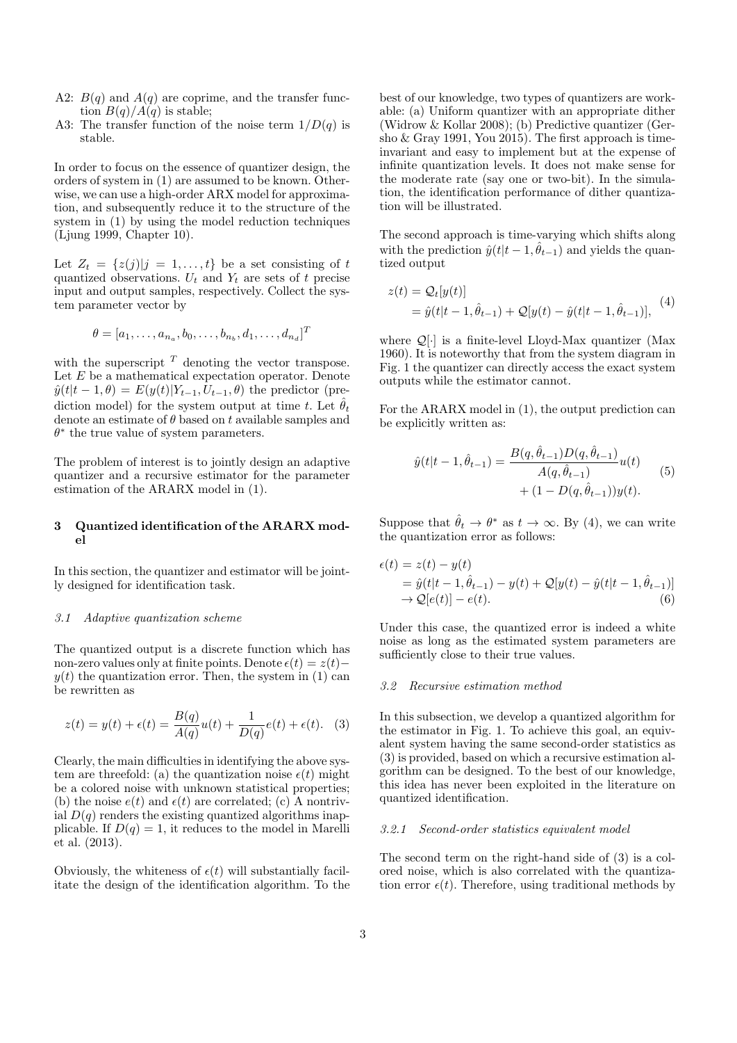A2: $B(q)$ and $A(q)$ are coprime, and the transfer function $B(q)/A(q)$ is stable;

A3: The transfer function of the noise term $1/D(q)$ is stable.

In order to focus on the essence of quantizer design, the orders of system in (1) are assumed to be known. Otherwise, we can use a high-order ARX model for approximation, and subsequently reduce it to the structure of the system in (1) by using the model reduction techniques (Ljung 1999, Chapter 10).

Let $Z_t = \{z(j)|j = 1, \ldots, t\}$ be a set consisting of $t$ quantized observations. $U_t$ and $Y_t$ are sets of $t$ precise input and output samples, respectively. Collect the system parameter vector by

$$\theta = [a_1, \ldots, a_{n_a}, b_0, \ldots, b_{n_b}, d_1, \ldots, d_{n_d}]^T$$

with the superscript $^T$ denoting the vector transpose. Let $E$ be a mathematical expectation operator. Denote $\hat{y}(t|t-1, \theta) = E(y(t)|Y_{t-1}, U_{t-1}, \theta)$ the predictor (prediction model) for the system output at time $t$. Let $\hat{\theta}_t$ denote an estimate of $\theta$ based on $t$ available samples and $\theta^*$ the true value of system parameters.

The problem of interest is to jointly design an adaptive quantizer and a recursive estimator for the parameter estimation of the ARARX model in (1).

## 3 Quantized identification of the ARARX model

In this section, the quantizer and estimator will be jointly designed for identification task.

### 3.1 Adaptive quantization scheme

The quantized output is a discrete function which has non-zero values only at finite points. Denote $\epsilon(t) = z(t) - y(t)$ the quantization error. Then, the system in (1) can be rewritten as

$$z(t) = y(t) + \epsilon(t) = \frac{B(q)}{A(q)}u(t) + \frac{1}{D(q)}e(t) + \epsilon(t). \quad (3)$$

Clearly, the main difficulties in identifying the above system are threefold: (a) the quantization noise $\epsilon(t)$ might be a colored noise with unknown statistical properties; (b) the noise $e(t)$ and $\epsilon(t)$ are correlated; (c) A nontrivial $D(q)$ renders the existing quantized algorithms inapplicable. If $D(q) = 1$, it reduces to the model in Marelli et al. (2013).

Obviously, the whiteness of $\epsilon(t)$ will substantially facilitate the design of the identification algorithm. To the best of our knowledge, two types of quantizers are workable: (a) Uniform quantizer with an appropriate dither (Widrow & Kollar 2008); (b) Predictive quantizer (Gersho & Gray 1991, You 2015). The first approach is time-invariant and easy to implement but at the expense of infinite quantization levels. It does not make sense for the moderate rate (say one or two-bit). In the simulation, the identification performance of dither quantization will be illustrated.

The second approach is time-varying which shifts along with the prediction $\hat{y}(t|t-1, \hat{\theta}_{t-1})$ and yields the quantized output

$$\begin{aligned} z(t) &= \mathcal{Q}_t[y(t)] \\ &= \hat{y}(t|t-1, \hat{\theta}_{t-1}) + \mathcal{Q}[y(t) - \hat{y}(t|t-1, \hat{\theta}_{t-1})], \end{aligned} \quad (4)$$

where $\mathcal{Q}[\cdot]$ is a finite-level Lloyd-Max quantizer (Max 1960). It is noteworthy that from the system diagram in Fig. 1 the quantizer can directly access the exact system outputs while the estimator cannot.

For the ARARX model in (1), the output prediction can be explicitly written as:

$$\begin{aligned} \hat{y}(t|t-1, \hat{\theta}_{t-1}) = &\frac{B(q, \hat{\theta}_{t-1})D(q, \hat{\theta}_{t-1})}{A(q, \hat{\theta}_{t-1})}u(t) \\ &+ (1 - D(q, \hat{\theta}_{t-1}))y(t). \end{aligned} \quad (5)$$

Suppose that $\hat{\theta}_t \to \theta^*$ as $t \to \infty$. By (4), we can write the quantization error as follows:

$$\begin{aligned} \epsilon(t) &= z(t) - y(t) \\ &= \hat{y}(t|t-1, \hat{\theta}_{t-1}) - y(t) + \mathcal{Q}[y(t) - \hat{y}(t|t-1, \hat{\theta}_{t-1})] \\ &\to \mathcal{Q}[e(t)] - e(t). \end{aligned} \quad (6)$$

Under this case, the quantized error is indeed a white noise as long as the estimated system parameters are sufficiently close to their true values.

### 3.2 Recursive estimation method

In this subsection, we develop a quantized algorithm for the estimator in Fig. 1. To achieve this goal, an equivalent system having the same second-order statistics as (3) is provided, based on which a recursive estimation algorithm can be designed. To the best of our knowledge, this idea has never been exploited in the literature on quantized identification.

#### 3.2.1 Second-order statistics equivalent model

The second term on the right-hand side of (3) is a colored noise, which is also correlated with the quantization error $\epsilon(t)$. Therefore, using traditional methods by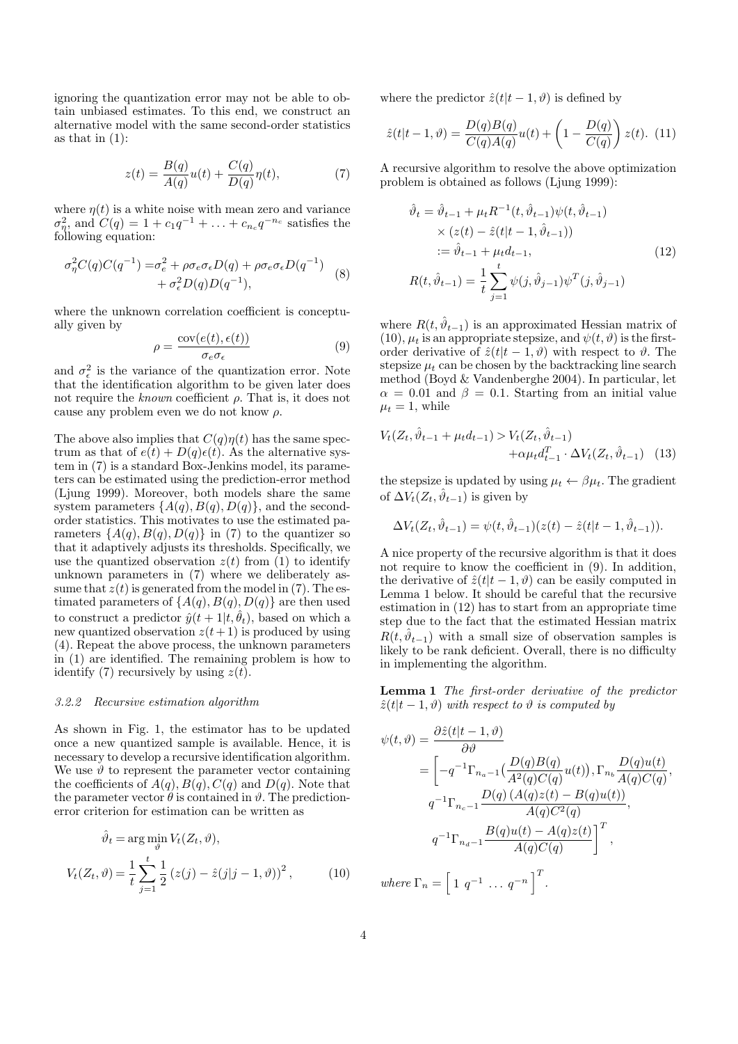ignoring the quantization error may not be able to obtain unbiased estimates. To this end, we construct an alternative model with the same second-order statistics as that in (1):

$$z(t) = \frac{B(q)}{A(q)}u(t) + \frac{C(q)}{D(q)}\eta(t), \tag{7}$$

where $\eta(t)$ is a white noise with mean zero and variance $\sigma_\eta^2$, and $C(q) = 1 + c_1 q^{-1} + \ldots + c_{n_c} q^{-n_c}$ satisfies the following equation:

$$\begin{aligned}\sigma_\eta^2 C(q)C(q^{-1}) =& \sigma_e^2 + \rho\sigma_e\sigma_\epsilon D(q) + \rho\sigma_e\sigma_\epsilon D(q^{-1}) \\ &+ \sigma_\epsilon^2 D(q)D(q^{-1}),\end{aligned} \tag{8}$$

where the unknown correlation coefficient is conceptually given by

$$\rho = \frac{\text{cov}(e(t), \epsilon(t))}{\sigma_e\sigma_\epsilon} \tag{9}$$

and $\sigma_\epsilon^2$ is the variance of the quantization error. Note that the identification algorithm to be given later does not require the *known* coefficient $\rho$. That is, it does not cause any problem even we do not know $\rho$.

The above also implies that $C(q)\eta(t)$ has the same spectrum as that of $e(t) + D(q)\epsilon(t)$. As the alternative system in (7) is a standard Box-Jenkins model, its parameters can be estimated using the prediction-error method (Ljung 1999). Moreover, both models share the same system parameters $\{A(q), B(q), D(q)\}$, and the second-order statistics. This motivates to use the estimated parameters $\{A(q), B(q), D(q)\}$ in (7) to the quantizer so that it adaptively adjusts its thresholds. Specifically, we use the quantized observation $z(t)$ from (1) to identify unknown parameters in (7) where we deliberately assume that $z(t)$ is generated from the model in (7). The estimated parameters of $\{A(q), B(q), D(q)\}$ are then used to construct a predictor $\hat{y}(t+1|t, \hat{\theta}_t)$, based on which a new quantized observation $z(t+1)$ is produced by using (4). Repeat the above process, the unknown parameters in (1) are identified. The remaining problem is how to identify (7) recursively by using $z(t)$.

### *3.2.2 Recursive estimation algorithm*

As shown in Fig. 1, the estimator has to be updated once a new quantized sample is available. Hence, it is necessary to develop a recursive identification algorithm. We use $\vartheta$ to represent the parameter vector containing the coefficients of $A(q), B(q), C(q)$ and $D(q)$. Note that the parameter vector $\theta$ is contained in $\vartheta$. The prediction-error criterion for estimation can be written as

$$\begin{aligned}\hat{\vartheta}_t &= \arg\min_{\vartheta} V_t(Z_t, \vartheta), \\ V_t(Z_t, \vartheta) &= \frac{1}{t}\sum_{j=1}^{t}\frac{1}{2}\left(z(j) - \hat{z}(j|j-1, \vartheta)\right)^2,\end{aligned} \tag{10}$$

where the predictor $\hat{z}(t|t-1, \vartheta)$ is defined by

$$\hat{z}(t|t-1, \vartheta) = \frac{D(q)B(q)}{C(q)A(q)}u(t) + \left(1 - \frac{D(q)}{C(q)}\right)z(t). \tag{11}$$

A recursive algorithm to resolve the above optimization problem is obtained as follows (Ljung 1999):

$$\begin{aligned}\hat{\vartheta}_t &= \hat{\vartheta}_{t-1} + \mu_t R^{-1}(t, \hat{\vartheta}_{t-1})\psi(t, \hat{\vartheta}_{t-1}) \\ &\quad\times(z(t) - \hat{z}(t|t-1, \hat{\vartheta}_{t-1})) \\ &:= \hat{\vartheta}_{t-1} + \mu_t d_{t-1}, \\ R(t, \hat{\vartheta}_{t-1}) &= \frac{1}{t}\sum_{j=1}^{t}\psi(j, \hat{\vartheta}_{j-1})\psi^T(j, \hat{\vartheta}_{j-1})\end{aligned} \tag{12}$$

where $R(t, \hat{\vartheta}_{t-1})$ is an approximated Hessian matrix of (10), $\mu_t$ is an appropriate stepsize, and $\psi(t, \vartheta)$ is the first-order derivative of $\hat{z}(t|t-1, \vartheta)$ with respect to $\vartheta$. The stepsize $\mu_t$ can be chosen by the backtracking line search method (Boyd & Vandenberghe 2004). In particular, let $\alpha = 0.01$ and $\beta = 0.1$. Starting from an initial value $\mu_t = 1$, while

$$\begin{aligned}V_t(Z_t, \hat{\vartheta}_{t-1} + \mu_t d_{t-1}) >& V_t(Z_t, \hat{\vartheta}_{t-1}) \\ &+ \alpha\mu_t d_{t-1}^T \cdot \Delta V_t(Z_t, \hat{\vartheta}_{t-1})\end{aligned} \tag{13}$$

the stepsize is updated by using $\mu_t \leftarrow \beta\mu_t$. The gradient of $\Delta V_t(Z_t, \hat{\vartheta}_{t-1})$ is given by

$$\Delta V_t(Z_t, \hat{\vartheta}_{t-1}) = \psi(t, \hat{\vartheta}_{t-1})(z(t) - \hat{z}(t|t-1, \hat{\vartheta}_{t-1})).$$

A nice property of the recursive algorithm is that it does not require to know the coefficient in (9). In addition, the derivative of $\hat{z}(t|t-1, \vartheta)$ can be easily computed in Lemma 1 below. It should be careful that the recursive estimation in (12) has to start from an appropriate time step due to the fact that the estimated Hessian matrix $R(t, \hat{\vartheta}_{t-1})$ with a small size of observation samples is likely to be rank deficient. Overall, there is no difficulty in implementing the algorithm.

**Lemma 1** *The first-order derivative of the predictor $\hat{z}(t|t-1, \vartheta)$ with respect to $\vartheta$ is computed by*

$$\begin{aligned}\psi(t, \vartheta) &= \frac{\partial \hat{z}(t|t-1, \vartheta)}{\partial \vartheta} \\ &= \Bigg[-q^{-1}\Gamma_{n_a-1}\Big(\frac{D(q)B(q)}{A^2(q)C(q)}u(t)\Big), \Gamma_{n_b}\frac{D(q)u(t)}{A(q)C(q)}, \\ &\quad q^{-1}\Gamma_{n_c-1}\frac{D(q)\left(A(q)z(t) - B(q)u(t)\right)}{A(q)C^2(q)}, \\ &\quad q^{-1}\Gamma_{n_d-1}\frac{B(q)u(t) - A(q)z(t)}{A(q)C(q)}\Bigg]^T,\end{aligned}$$

*where* $\Gamma_n = \begin{bmatrix} 1 & q^{-1} & \ldots & q^{-n} \end{bmatrix}^T$.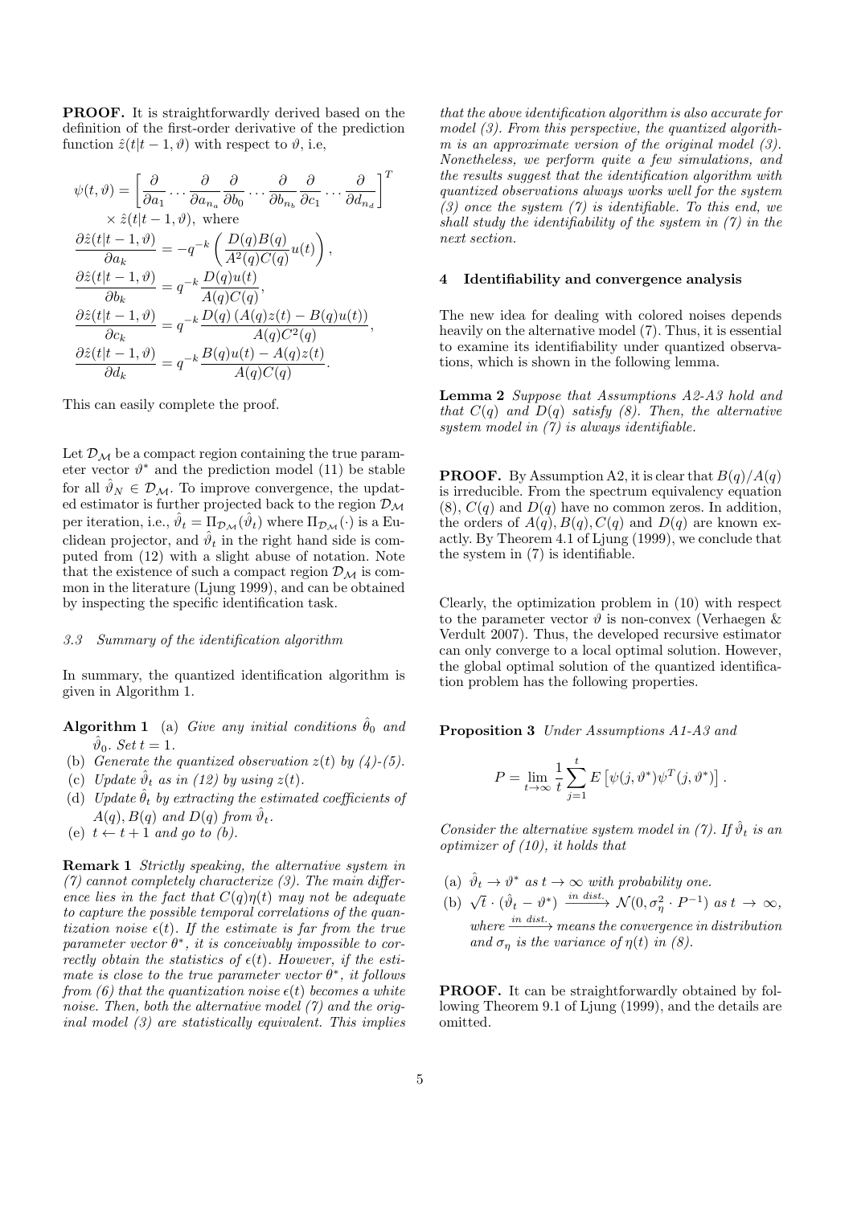**PROOF.** It is straightforwardly derived based on the definition of the first-order derivative of the prediction function $\hat{z}(t|t-1,\vartheta)$ with respect to $\vartheta$, i.e,

$$
\begin{aligned}
\psi(t,\vartheta) &= \left[\frac{\partial}{\partial a_1}\cdots\frac{\partial}{\partial a_{n_a}}\frac{\partial}{\partial b_0}\cdots\frac{\partial}{\partial b_{n_b}}\frac{\partial}{\partial c_1}\cdots\frac{\partial}{\partial d_{n_d}}\right]^T \\
&\quad\times \hat{z}(t|t-1,\vartheta), \text{ where} \\
\frac{\partial \hat{z}(t|t-1,\vartheta)}{\partial a_k} &= -q^{-k}\left(\frac{D(q)B(q)}{A^2(q)C(q)}u(t)\right), \\
\frac{\partial \hat{z}(t|t-1,\vartheta)}{\partial b_k} &= q^{-k}\frac{D(q)u(t)}{A(q)C(q)}, \\
\frac{\partial \hat{z}(t|t-1,\vartheta)}{\partial c_k} &= q^{-k}\frac{D(q)\left(A(q)z(t)-B(q)u(t)\right)}{A(q)C^2(q)}, \\
\frac{\partial \hat{z}(t|t-1,\vartheta)}{\partial d_k} &= q^{-k}\frac{B(q)u(t)-A(q)z(t)}{A(q)C(q)}.
\end{aligned}
$$

This can easily complete the proof.

Let $\mathcal{D}_{\mathcal{M}}$ be a compact region containing the true parameter vector $\vartheta^*$ and the prediction model (11) be stable for all $\hat{\vartheta}_N \in \mathcal{D}_{\mathcal{M}}$. To improve convergence, the updated estimator is further projected back to the region $\mathcal{D}_{\mathcal{M}}$ per iteration, i.e., $\hat{\vartheta}_t = \Pi_{\mathcal{D}_{\mathcal{M}}}(\hat{\vartheta}_t)$ where $\Pi_{\mathcal{D}_{\mathcal{M}}}(\cdot)$ is a Euclidean projector, and $\hat{\vartheta}_t$ in the right hand side is computed from (12) with a slight abuse of notation. Note that the existence of such a compact region $\mathcal{D}_{\mathcal{M}}$ is common in the literature (Ljung 1999), and can be obtained by inspecting the specific identification task.

### 3.3 Summary of the identification algorithm

In summary, the quantized identification algorithm is given in Algorithm 1.

**Algorithm 1** (a) *Give any initial conditions $\hat{\theta}_0$ and $\hat{\vartheta}_0$. Set $t = 1$.*
(b) *Generate the quantized observation $z(t)$ by (4)-(5).*
(c) *Update $\hat{\vartheta}_t$ as in (12) by using $z(t)$.*
(d) *Update $\hat{\theta}_t$ by extracting the estimated coefficients of $A(q), B(q)$ and $D(q)$ from $\hat{\vartheta}_t$.*
(e) *$t \leftarrow t+1$ and go to (b).*

**Remark 1** *Strictly speaking, the alternative system in (7) cannot completely characterize (3). The main difference lies in the fact that $C(q)\eta(t)$ may not be adequate to capture the possible temporal correlations of the quantization noise $\epsilon(t)$. If the estimate is far from the true parameter vector $\theta^*$, it is conceivably impossible to correctly obtain the statistics of $\epsilon(t)$. However, if the estimate is close to the true parameter vector $\theta^*$, it follows from (6) that the quantization noise $\epsilon(t)$ becomes a white noise. Then, both the alternative model (7) and the original model (3) are statistically equivalent. This implies that the above identification algorithm is also accurate for model (3). From this perspective, the quantized algorithm is an approximate version of the original model (3). Nonetheless, we perform quite a few simulations, and the results suggest that the identification algorithm with quantized observations always works well for the system (3) once the system (7) is identifiable. To this end, we shall study the identifiability of the system in (7) in the next section.*

## 4 Identifiability and convergence analysis

The new idea for dealing with colored noises depends heavily on the alternative model (7). Thus, it is essential to examine its identifiability under quantized observations, which is shown in the following lemma.

**Lemma 2** *Suppose that Assumptions A2-A3 hold and that $C(q)$ and $D(q)$ satisfy (8). Then, the alternative system model in (7) is always identifiable.*

**PROOF.** By Assumption A2, it is clear that $B(q)/A(q)$ is irreducible. From the spectrum equivalency equation (8), $C(q)$ and $D(q)$ have no common zeros. In addition, the orders of $A(q), B(q), C(q)$ and $D(q)$ are known exactly. By Theorem 4.1 of Ljung (1999), we conclude that the system in (7) is identifiable.

Clearly, the optimization problem in (10) with respect to the parameter vector $\vartheta$ is non-convex (Verhaegen & Verdult 2007). Thus, the developed recursive estimator can only converge to a local optimal solution. However, the global optimal solution of the quantized identification problem has the following properties.

**Proposition 3** *Under Assumptions A1-A3 and*

$$
P = \lim_{t\to\infty}\frac{1}{t}\sum_{j=1}^{t} E\left[\psi(j,\vartheta^*)\psi^T(j,\vartheta^*)\right].
$$

*Consider the alternative system model in (7). If $\hat{\vartheta}_t$ is an optimizer of (10), it holds that*

(a) *$\hat{\vartheta}_t \to \vartheta^*$ as $t\to\infty$ with probability one.*
(b) *$\sqrt{t}\cdot(\hat{\vartheta}_t - \vartheta^*) \xrightarrow{in\ dist.} \mathcal{N}(0, \sigma_\eta^2\cdot P^{-1})$ as $t\to\infty$, where $\xrightarrow{in\ dist.}$ means the convergence in distribution and $\sigma_\eta$ is the variance of $\eta(t)$ in (8).*

**PROOF.** It can be straightforwardly obtained by following Theorem 9.1 of Ljung (1999), and the details are omitted.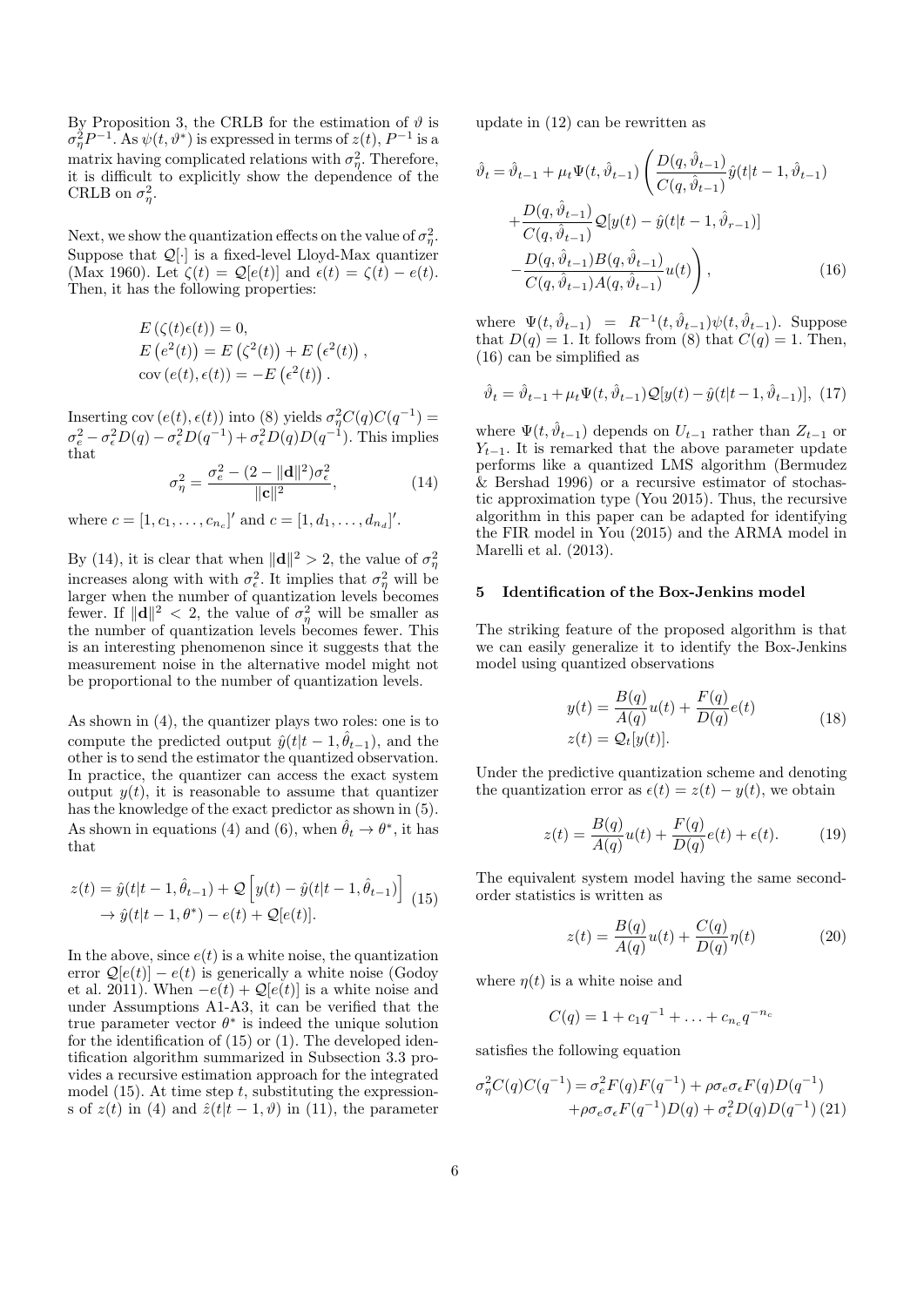By Proposition 3, the CRLB for the estimation of $\vartheta$ is $\sigma_\eta^2 P^{-1}$. As $\psi(t,\vartheta^*)$ is expressed in terms of $z(t)$, $P^{-1}$ is a matrix having complicated relations with $\sigma_\eta^2$. Therefore, it is difficult to explicitly show the dependence of the CRLB on $\sigma_\eta^2$.

Next, we show the quantization effects on the value of $\sigma_\eta^2$. Suppose that $\mathcal{Q}[\cdot]$ is a fixed-level Lloyd-Max quantizer (Max 1960). Let $\zeta(t) = \mathcal{Q}[e(t)]$ and $\epsilon(t) = \zeta(t) - e(t)$. Then, it has the following properties:

$$
\begin{aligned}
&E\left(\zeta(t)\epsilon(t)\right) = 0, \\
&E\left(e^2(t)\right) = E\left(\zeta^2(t)\right) + E\left(\epsilon^2(t)\right), \\
&\mathrm{cov}\left(e(t),\epsilon(t)\right) = -E\left(\epsilon^2(t)\right).
\end{aligned}
$$

Inserting $\mathrm{cov}\left(e(t),\epsilon(t)\right)$ into (8) yields $\sigma_\eta^2 C(q)C(q^{-1}) = \sigma_e^2 - \sigma_\epsilon^2 D(q) - \sigma_\epsilon^2 D(q^{-1}) + \sigma_\epsilon^2 D(q)D(q^{-1})$. This implies that

$$
\sigma_\eta^2 = \frac{\sigma_e^2 - (2 - \|\mathbf{d}\|^2)\sigma_\epsilon^2}{\|\mathbf{c}\|^2}, \tag{14}
$$

where $c = [1, c_1, \ldots, c_{n_c}]'$ and $c = [1, d_1, \ldots, d_{n_d}]'$.

By (14), it is clear that when $\|\mathbf{d}\|^2 > 2$, the value of $\sigma_\eta^2$ increases along with with $\sigma_\epsilon^2$. It implies that $\sigma_\eta^2$ will be larger when the number of quantization levels becomes fewer. If $\|\mathbf{d}\|^2 < 2$, the value of $\sigma_\eta^2$ will be smaller as the number of quantization levels becomes fewer. This is an interesting phenomenon since it suggests that the measurement noise in the alternative model might not be proportional to the number of quantization levels.

As shown in (4), the quantizer plays two roles: one is to compute the predicted output $\hat{y}(t|t-1,\hat{\theta}_{t-1})$, and the other is to send the estimator the quantized observation. In practice, the quantizer can access the exact system output $y(t)$, it is reasonable to assume that quantizer has the knowledge of the exact predictor as shown in (5). As shown in equations (4) and (6), when $\hat{\theta}_t \to \theta^*$, it has that

$$
\begin{aligned}
z(t) &= \hat{y}(t|t-1,\hat{\theta}_{t-1}) + \mathcal{Q}\left[y(t) - \hat{y}(t|t-1,\hat{\theta}_{t-1})\right] \\
&\to \hat{y}(t|t-1,\theta^*) - e(t) + \mathcal{Q}[e(t)].
\end{aligned} \tag{15}
$$

In the above, since $e(t)$ is a white noise, the quantization error $\mathcal{Q}[e(t)] - e(t)$ is generically a white noise (Godoy et al. 2011). When $-e(t) + \mathcal{Q}[e(t)]$ is a white noise and under Assumptions A1-A3, it can be verified that the true parameter vector $\theta^*$ is indeed the unique solution for the identification of (15) or (1). The developed identification algorithm summarized in Subsection 3.3 provides a recursive estimation approach for the integrated model (15). At time step $t$, substituting the expressions of $z(t)$ in (4) and $\hat{z}(t|t-1,\vartheta)$ in (11), the parameter update in (12) can be rewritten as

$$
\begin{aligned}
\hat{\vartheta}_t = \hat{\vartheta}_{t-1} + \mu_t \Psi(t,\hat{\vartheta}_{t-1}) \Bigg( &\frac{D(q,\hat{\vartheta}_{t-1})}{C(q,\hat{\vartheta}_{t-1})} \hat{y}(t|t-1,\hat{\vartheta}_{t-1}) \\
&+ \frac{D(q,\hat{\vartheta}_{t-1})}{C(q,\hat{\vartheta}_{t-1})} \mathcal{Q}[y(t) - \hat{y}(t|t-1,\hat{\vartheta}_{r-1})] \\
&- \frac{D(q,\hat{\vartheta}_{t-1})B(q,\hat{\vartheta}_{t-1})}{C(q,\hat{\vartheta}_{t-1})A(q,\hat{\vartheta}_{t-1})} u(t) \Bigg),
\end{aligned} \tag{16}
$$

where $\Psi(t,\hat{\vartheta}_{t-1}) = R^{-1}(t,\hat{\vartheta}_{t-1})\psi(t,\hat{\vartheta}_{t-1})$. Suppose that $D(q) = 1$. It follows from (8) that $C(q) = 1$. Then, (16) can be simplified as

$$
\hat{\vartheta}_t = \hat{\vartheta}_{t-1} + \mu_t \Psi(t,\hat{\vartheta}_{t-1}) \mathcal{Q}[y(t) - \hat{y}(t|t-1,\hat{\vartheta}_{t-1})], \tag{17}
$$

where $\Psi(t,\hat{\vartheta}_{t-1})$ depends on $U_{t-1}$ rather than $Z_{t-1}$ or $Y_{t-1}$. It is remarked that the above parameter update performs like a quantized LMS algorithm (Bermudez & Bershad 1996) or a recursive estimator of stochastic approximation type (You 2015). Thus, the recursive algorithm in this paper can be adapted for identifying the FIR model in You (2015) and the ARMA model in Marelli et al. (2013).

## 5 Identification of the Box-Jenkins model

The striking feature of the proposed algorithm is that we can easily generalize it to identify the Box-Jenkins model using quantized observations

$$
\begin{aligned}
y(t) &= \frac{B(q)}{A(q)} u(t) + \frac{F(q)}{D(q)} e(t) \\
z(t) &= \mathcal{Q}_t[y(t)].
\end{aligned} \tag{18}
$$

Under the predictive quantization scheme and denoting the quantization error as $\epsilon(t) = z(t) - y(t)$, we obtain

$$
z(t) = \frac{B(q)}{A(q)} u(t) + \frac{F(q)}{D(q)} e(t) + \epsilon(t). \tag{19}
$$

The equivalent system model having the same second-order statistics is written as

$$
z(t) = \frac{B(q)}{A(q)} u(t) + \frac{C(q)}{D(q)} \eta(t) \tag{20}
$$

where $\eta(t)$ is a white noise and

$$
C(q) = 1 + c_1 q^{-1} + \ldots + c_{n_c} q^{-n_c}
$$

satisfies the following equation

$$
\begin{aligned}
\sigma_\eta^2 C(q)C(q^{-1}) = &\, \sigma_e^2 F(q)F(q^{-1}) + \rho\sigma_e\sigma_\epsilon F(q)D(q^{-1}) \\
&+ \rho\sigma_e\sigma_\epsilon F(q^{-1})D(q) + \sigma_\epsilon^2 D(q)D(q^{-1})
\end{aligned} \tag{21}
$$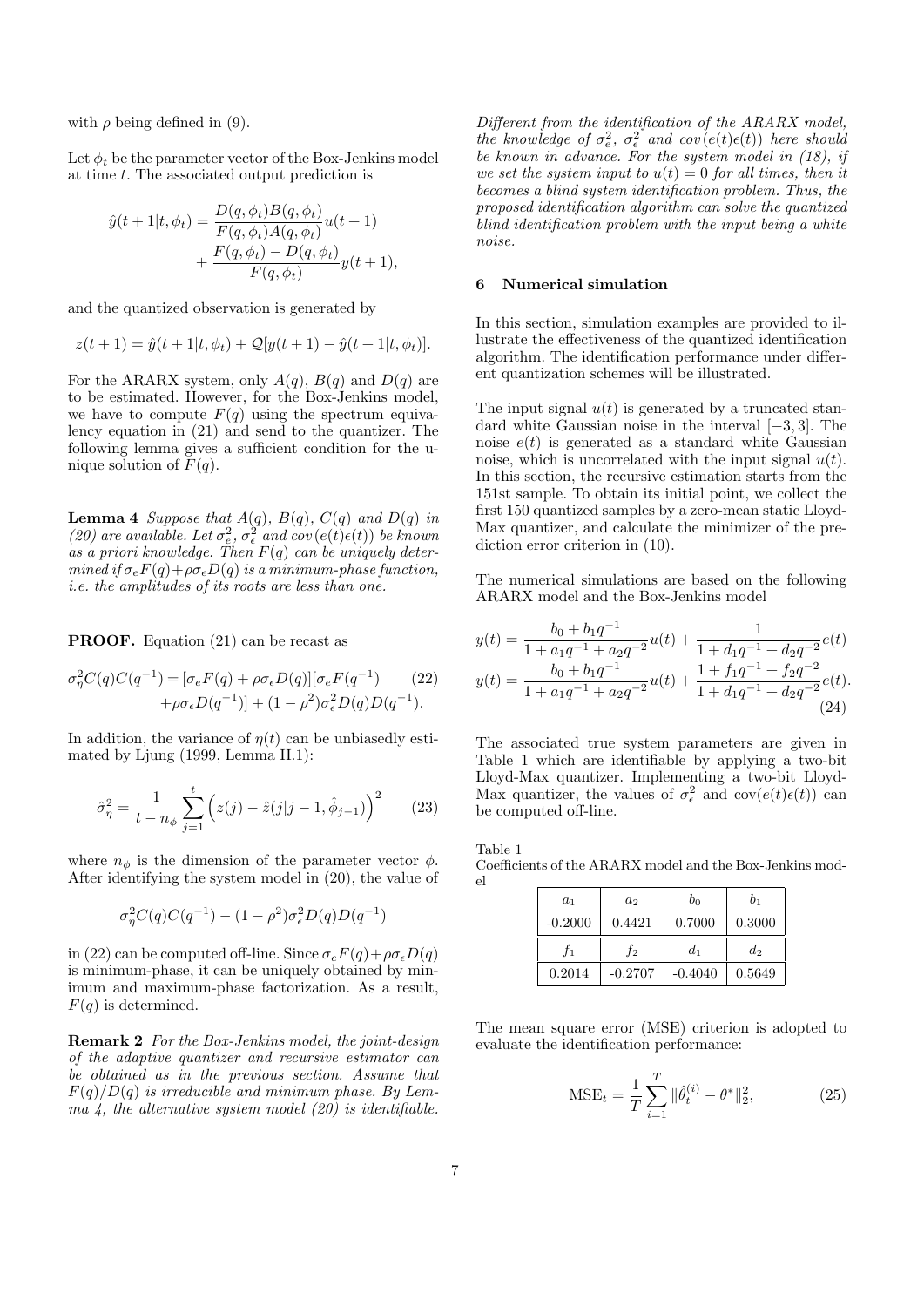with $\rho$ being defined in (9).

Let $\phi_t$ be the parameter vector of the Box-Jenkins model at time $t$. The associated output prediction is

$$\hat{y}(t+1|t,\phi_t) = \frac{D(q,\phi_t)B(q,\phi_t)}{F(q,\phi_t)A(q,\phi_t)}u(t+1) + \frac{F(q,\phi_t)-D(q,\phi_t)}{F(q,\phi_t)}y(t+1),$$

and the quantized observation is generated by

$$z(t+1) = \hat{y}(t+1|t,\phi_t) + \mathcal{Q}[y(t+1) - \hat{y}(t+1|t,\phi_t)].$$

For the ARARX system, only $A(q)$, $B(q)$ and $D(q)$ are to be estimated. However, for the Box-Jenkins model, we have to compute $F(q)$ using the spectrum equivalency equation in (21) and send to the quantizer. The following lemma gives a sufficient condition for the unique solution of $F(q)$.

**Lemma 4** *Suppose that $A(q)$, $B(q)$, $C(q)$ and $D(q)$ in (20) are available. Let $\sigma_e^2$, $\sigma_\epsilon^2$ and $cov(e(t)\epsilon(t))$ be known as a priori knowledge. Then $F(q)$ can be uniquely determined if $\sigma_e F(q) + \rho\sigma_\epsilon D(q)$ is a minimum-phase function, i.e. the amplitudes of its roots are less than one.*

**PROOF.** Equation (21) can be recast as

$$\begin{aligned}\sigma_\eta^2 C(q)C(q^{-1}) = &[\sigma_e F(q) + \rho\sigma_\epsilon D(q)][\sigma_e F(q^{-1}) \\ &+ \rho\sigma_\epsilon D(q^{-1})] + (1-\rho^2)\sigma_\epsilon^2 D(q)D(q^{-1}).\end{aligned} \tag{22}$$

In addition, the variance of $\eta(t)$ can be unbiasedly estimated by Ljung (1999, Lemma II.1):

$$\hat{\sigma}_\eta^2 = \frac{1}{t-n_\phi}\sum_{j=1}^{t}\left(z(j) - \hat{z}(j|j-1,\hat{\phi}_{j-1})\right)^2 \tag{23}$$

where $n_\phi$ is the dimension of the parameter vector $\phi$. After identifying the system model in (20), the value of

$$\sigma_\eta^2 C(q)C(q^{-1}) - (1-\rho^2)\sigma_\epsilon^2 D(q)D(q^{-1})$$

in (22) can be computed off-line. Since $\sigma_e F(q) + \rho\sigma_\epsilon D(q)$ is minimum-phase, it can be uniquely obtained by minimum and maximum-phase factorization. As a result, $F(q)$ is determined.

**Remark 2** *For the Box-Jenkins model, the joint-design of the adaptive quantizer and recursive estimator can be obtained as in the previous section. Assume that $F(q)/D(q)$ is irreducible and minimum phase. By Lemma 4, the alternative system model (20) is identifiable. Different from the identification of the ARARX model, the knowledge of $\sigma_e^2$, $\sigma_\epsilon^2$ and $cov(e(t)\epsilon(t))$ here should be known in advance. For the system model in (18), if we set the system input to $u(t) = 0$ for all times, then it becomes a blind system identification problem. Thus, the proposed identification algorithm can solve the quantized blind identification problem with the input being a white noise.*

## 6 Numerical simulation

In this section, simulation examples are provided to illustrate the effectiveness of the quantized identification algorithm. The identification performance under different quantization schemes will be illustrated.

The input signal $u(t)$ is generated by a truncated standard white Gaussian noise in the interval $[-3, 3]$. The noise $e(t)$ is generated as a standard white Gaussian noise, which is uncorrelated with the input signal $u(t)$. In this section, the recursive estimation starts from the 151st sample. To obtain its initial point, we collect the first 150 quantized samples by a zero-mean static Lloyd-Max quantizer, and calculate the minimizer of the prediction error criterion in (10).

The numerical simulations are based on the following ARARX model and the Box-Jenkins model

$$\begin{aligned} y(t) &= \frac{b_0 + b_1 q^{-1}}{1 + a_1 q^{-1} + a_2 q^{-2}}u(t) + \frac{1}{1 + d_1 q^{-1} + d_2 q^{-2}}e(t) \\ y(t) &= \frac{b_0 + b_1 q^{-1}}{1 + a_1 q^{-1} + a_2 q^{-2}}u(t) + \frac{1 + f_1 q^{-1} + f_2 q^{-2}}{1 + d_1 q^{-1} + d_2 q^{-2}}e(t). \end{aligned} \tag{24}$$

The associated true system parameters are given in Table 1 which are identifiable by applying a two-bit Lloyd-Max quantizer. Implementing a two-bit Lloyd-Max quantizer, the values of $\sigma_\epsilon^2$ and $\mathrm{cov}(e(t)\epsilon(t))$ can be computed off-line.

Table 1
Coefficients of the ARARX model and the Box-Jenkins model

| $a_1$ | $a_2$ | $b_0$ | $b_1$ |
|---|---|---|---|
| -0.2000 | 0.4421 | 0.7000 | 0.3000 |
| $f_1$ | $f_2$ | $d_1$ | $d_2$ |
| 0.2014 | -0.2707 | -0.4040 | 0.5649 |

The mean square error (MSE) criterion is adopted to evaluate the identification performance:

$$\mathrm{MSE}_t = \frac{1}{T}\sum_{i=1}^{T}\|\hat{\theta}_t^{(i)} - \theta^*\|_2^2, \tag{25}$$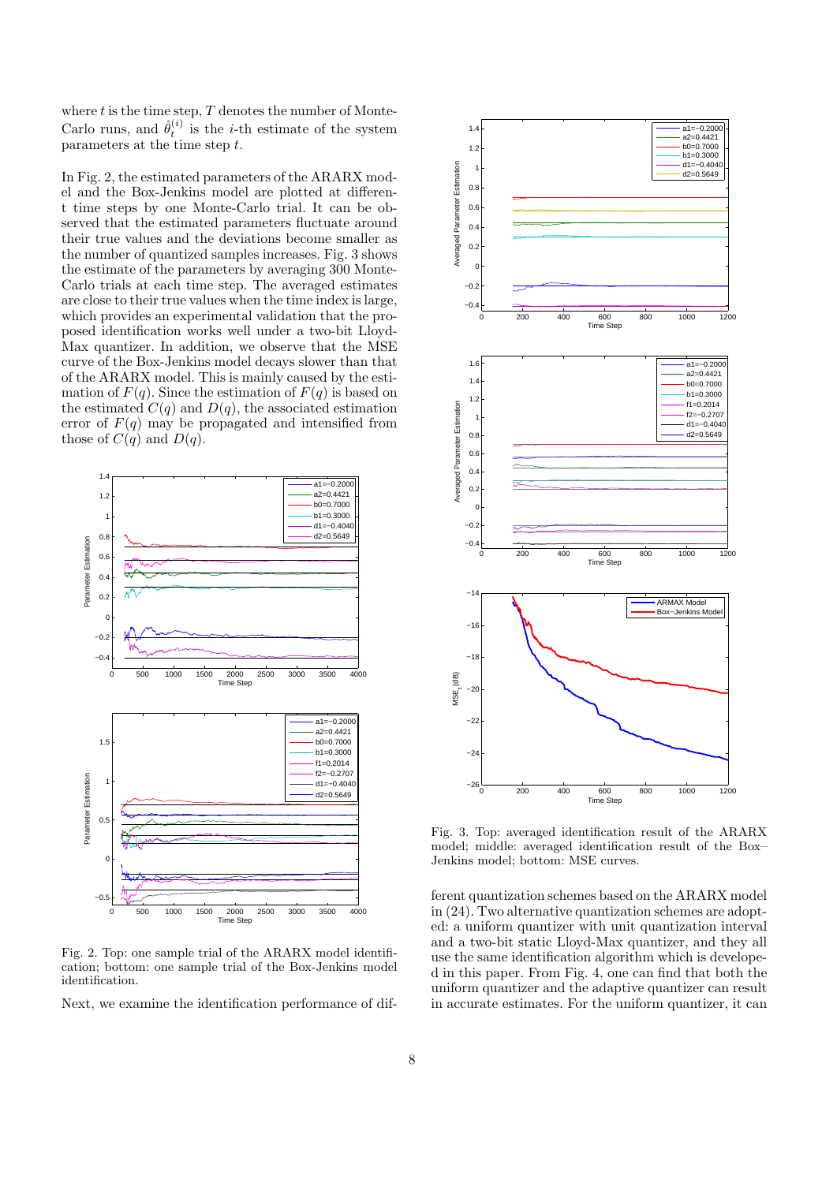where $t$ is the time step, $T$ denotes the number of Monte-Carlo runs, and $\hat{\theta}_t^{(i)}$ is the $i$-th estimate of the system parameters at the time step $t$.

In Fig. 2, the estimated parameters of the ARARX model and the Box-Jenkins model are plotted at different time steps by one Monte-Carlo trial. It can be observed that the estimated parameters fluctuate around their true values and the deviations become smaller as the number of quantized samples increases. Fig. 3 shows the estimate of the parameters by averaging 300 Monte-Carlo trials at each time step. The averaged estimates are close to their true values when the time index is large, which provides an experimental validation that the proposed identification works well under a two-bit Lloyd-Max quantizer. In addition, we observe that the MSE curve of the Box-Jenkins model decays slower than that of the ARARX model. This is mainly caused by the estimation of $F(q)$. Since the estimation of $F(q)$ is based on the estimated $C(q)$ and $D(q)$, the associated estimation error of $F(q)$ may be propagated and intensified from those of $C(q)$ and $D(q)$.

Fig. 2. Top: one sample trial of the ARARX model identification; bottom: one sample trial of the Box-Jenkins model identification.

Next, we examine the identification performance of different quantization schemes based on the ARARX model in (24). Two alternative quantization schemes are adopted: a uniform quantizer with unit quantization interval and a two-bit static Lloyd-Max quantizer, and they all use the same identification algorithm which is developed in this paper. From Fig. 4, one can find that both the uniform quantizer and the adaptive quantizer can result in accurate estimates. For the uniform quantizer, it can

Fig. 3. Top: averaged identification result of the ARARX model; middle: averaged identification result of the Box–Jenkins model; bottom: MSE curves.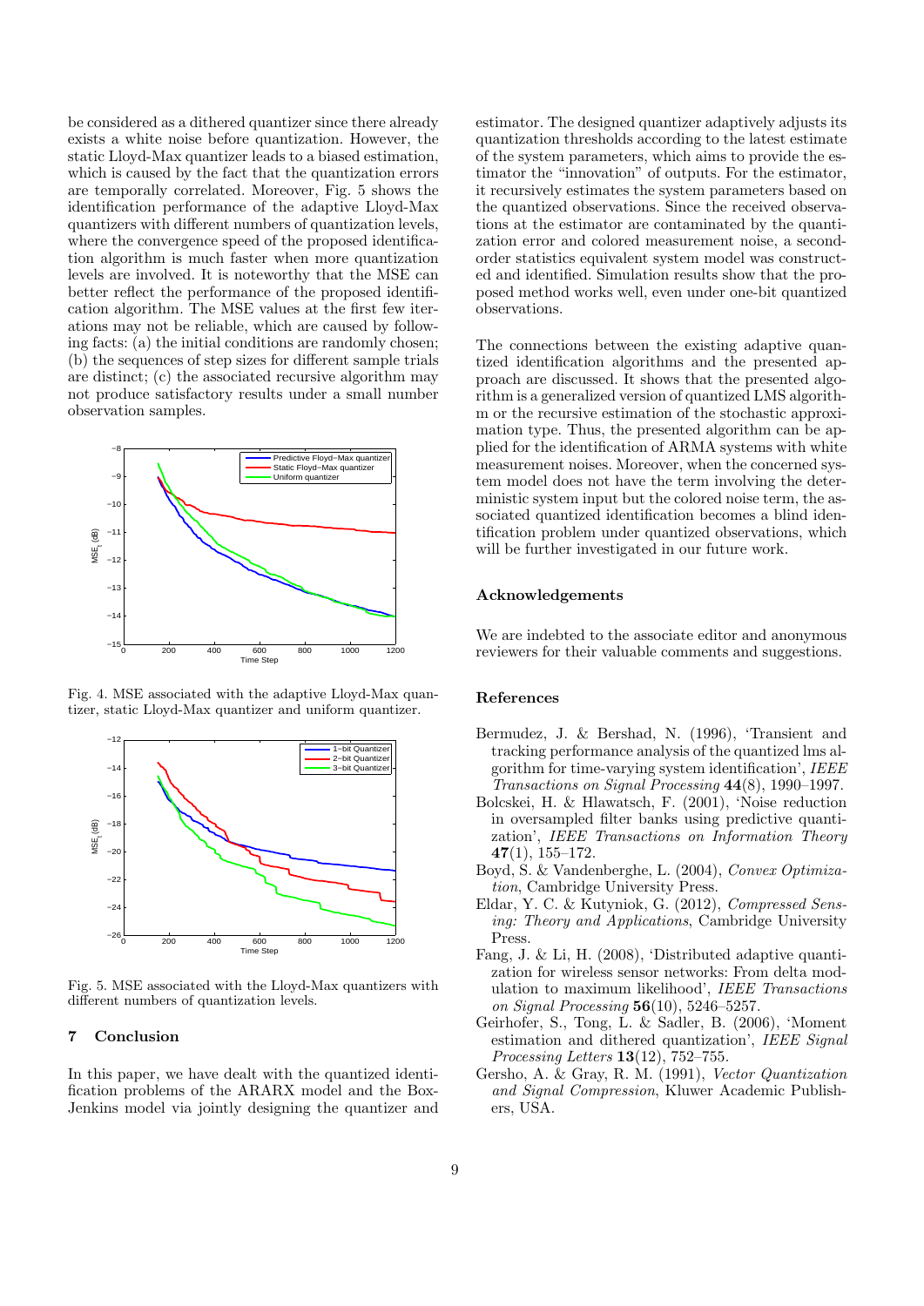be considered as a dithered quantizer since there already exists a white noise before quantization. However, the static Lloyd-Max quantizer leads to a biased estimation, which is caused by the fact that the quantization errors are temporally correlated. Moreover, Fig. 5 shows the identification performance of the adaptive Lloyd-Max quantizers with different numbers of quantization levels, where the convergence speed of the proposed identification algorithm is much faster when more quantization levels are involved. It is noteworthy that the MSE can better reflect the performance of the proposed identification algorithm. The MSE values at the first few iterations may not be reliable, which are caused by following facts: (a) the initial conditions are randomly chosen; (b) the sequences of step sizes for different sample trials are distinct; (c) the associated recursive algorithm may not produce satisfactory results under a small number observation samples.

Fig. 4. MSE associated with the adaptive Lloyd-Max quantizer, static Lloyd-Max quantizer and uniform quantizer.

Fig. 5. MSE associated with the Lloyd-Max quantizers with different numbers of quantization levels.

## 7 Conclusion

In this paper, we have dealt with the quantized identification problems of the ARARX model and the Box-Jenkins model via jointly designing the quantizer and estimator. The designed quantizer adaptively adjusts its quantization thresholds according to the latest estimate of the system parameters, which aims to provide the estimator the "innovation" of outputs. For the estimator, it recursively estimates the system parameters based on the quantized observations. Since the received observations at the estimator are contaminated by the quantization error and colored measurement noise, a second-order statistics equivalent system model was constructed and identified. Simulation results show that the proposed method works well, even under one-bit quantized observations.

The connections between the existing adaptive quantized identification algorithms and the presented approach are discussed. It shows that the presented algorithm is a generalized version of quantized LMS algorithm or the recursive estimation of the stochastic approximation type. Thus, the presented algorithm can be applied for the identification of ARMA systems with white measurement noises. Moreover, when the concerned system model does not have the term involving the deterministic system input but the colored noise term, the associated quantized identification becomes a blind identification problem under quantized observations, which will be further investigated in our future work.

## Acknowledgements

We are indebted to the associate editor and anonymous reviewers for their valuable comments and suggestions.

## References

Bermudez, J. & Bershad, N. (1996), 'Transient and tracking performance analysis of the quantized lms algorithm for time-varying system identification', *IEEE Transactions on Signal Processing* **44**(8), 1990–1997.

Bolcskei, H. & Hlawatsch, F. (2001), 'Noise reduction in oversampled filter banks using predictive quantization', *IEEE Transactions on Information Theory* **47**(1), 155–172.

Boyd, S. & Vandenberghe, L. (2004), *Convex Optimization*, Cambridge University Press.

Eldar, Y. C. & Kutyniok, G. (2012), *Compressed Sensing: Theory and Applications*, Cambridge University Press.

Fang, J. & Li, H. (2008), 'Distributed adaptive quantization for wireless sensor networks: From delta modulation to maximum likelihood', *IEEE Transactions on Signal Processing* **56**(10), 5246–5257.

Geirhofer, S., Tong, L. & Sadler, B. (2006), 'Moment estimation and dithered quantization', *IEEE Signal Processing Letters* **13**(12), 752–755.

Gersho, A. & Gray, R. M. (1991), *Vector Quantization and Signal Compression*, Kluwer Academic Publishers, USA.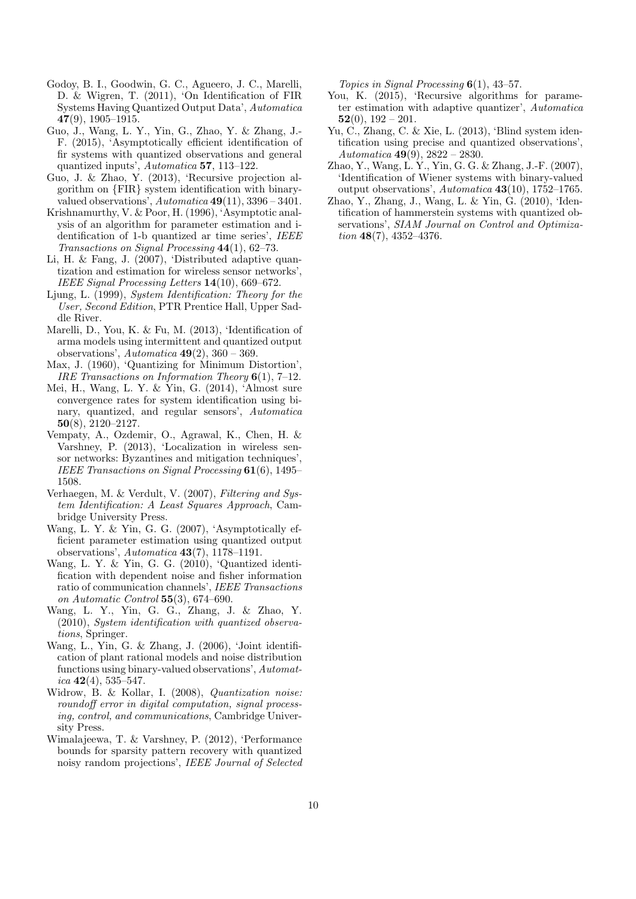Godoy, B. I., Goodwin, G. C., Agueero, J. C., Marelli, D. & Wigren, T. (2011), 'On Identification of FIR Systems Having Quantized Output Data', *Automatica* **47**(9), 1905–1915.

Guo, J., Wang, L. Y., Yin, G., Zhao, Y. & Zhang, J.-F. (2015), 'Asymptotically efficient identification of fir systems with quantized observations and general quantized inputs', *Automatica* **57**, 113–122.

Guo, J. & Zhao, Y. (2013), 'Recursive projection algorithm on {FIR} system identification with binary-valued observations', *Automatica* **49**(11), 3396 – 3401.

Krishnamurthy, V. & Poor, H. (1996), 'Asymptotic analysis of an algorithm for parameter estimation and identification of 1-b quantized ar time series', *IEEE Transactions on Signal Processing* **44**(1), 62–73.

Li, H. & Fang, J. (2007), 'Distributed adaptive quantization and estimation for wireless sensor networks', *IEEE Signal Processing Letters* **14**(10), 669–672.

Ljung, L. (1999), *System Identification: Theory for the User, Second Edition*, PTR Prentice Hall, Upper Saddle River.

Marelli, D., You, K. & Fu, M. (2013), 'Identification of arma models using intermittent and quantized output observations', *Automatica* **49**(2), 360 – 369.

Max, J. (1960), 'Quantizing for Minimum Distortion', *IRE Transactions on Information Theory* **6**(1), 7–12.

Mei, H., Wang, L. Y. & Yin, G. (2014), 'Almost sure convergence rates for system identification using binary, quantized, and regular sensors', *Automatica* **50**(8), 2120–2127.

Vempaty, A., Ozdemir, O., Agrawal, K., Chen, H. & Varshney, P. (2013), 'Localization in wireless sensor networks: Byzantines and mitigation techniques', *IEEE Transactions on Signal Processing* **61**(6), 1495–1508.

Verhaegen, M. & Verdult, V. (2007), *Filtering and System Identification: A Least Squares Approach*, Cambridge University Press.

Wang, L. Y. & Yin, G. G. (2007), 'Asymptotically efficient parameter estimation using quantized output observations', *Automatica* **43**(7), 1178–1191.

Wang, L. Y. & Yin, G. G. (2010), 'Quantized identification with dependent noise and fisher information ratio of communication channels', *IEEE Transactions on Automatic Control* **55**(3), 674–690.

Wang, L. Y., Yin, G. G., Zhang, J. & Zhao, Y. (2010), *System identification with quantized observations*, Springer.

Wang, L., Yin, G. & Zhang, J. (2006), 'Joint identification of plant rational models and noise distribution functions using binary-valued observations', *Automatica* **42**(4), 535–547.

Widrow, B. & Kollar, I. (2008), *Quantization noise: roundoff error in digital computation, signal processing, control, and communications*, Cambridge University Press.

Wimalajeewa, T. & Varshney, P. (2012), 'Performance bounds for sparsity pattern recovery with quantized noisy random projections', *IEEE Journal of Selected Topics in Signal Processing* **6**(1), 43–57.

You, K. (2015), 'Recursive algorithms for parameter estimation with adaptive quantizer', *Automatica* **52**(0), 192 – 201.

Yu, C., Zhang, C. & Xie, L. (2013), 'Blind system identification using precise and quantized observations', *Automatica* **49**(9), 2822 – 2830.

Zhao, Y., Wang, L. Y., Yin, G. G. & Zhang, J.-F. (2007), 'Identification of Wiener systems with binary-valued output observations', *Automatica* **43**(10), 1752–1765.

Zhao, Y., Zhang, J., Wang, L. & Yin, G. (2010), 'Identification of hammerstein systems with quantized observations', *SIAM Journal on Control and Optimization* **48**(7), 4352–4376.